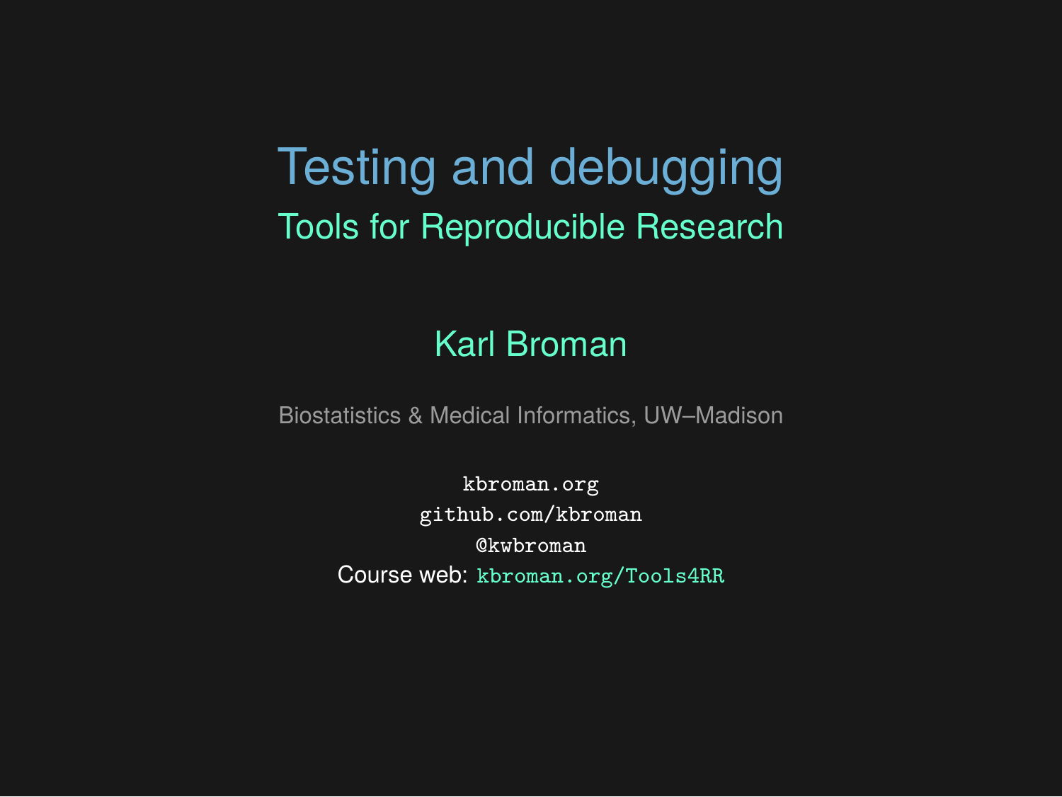# Testing and debugging

## Tools for Reproducible Research

Karl Broman

Biostatistics & Medical Informatics, UW–Madison

`kbroman.org`
`github.com/kbroman`
`@kwbroman`
Course web: `kbroman.org/Tools4RR`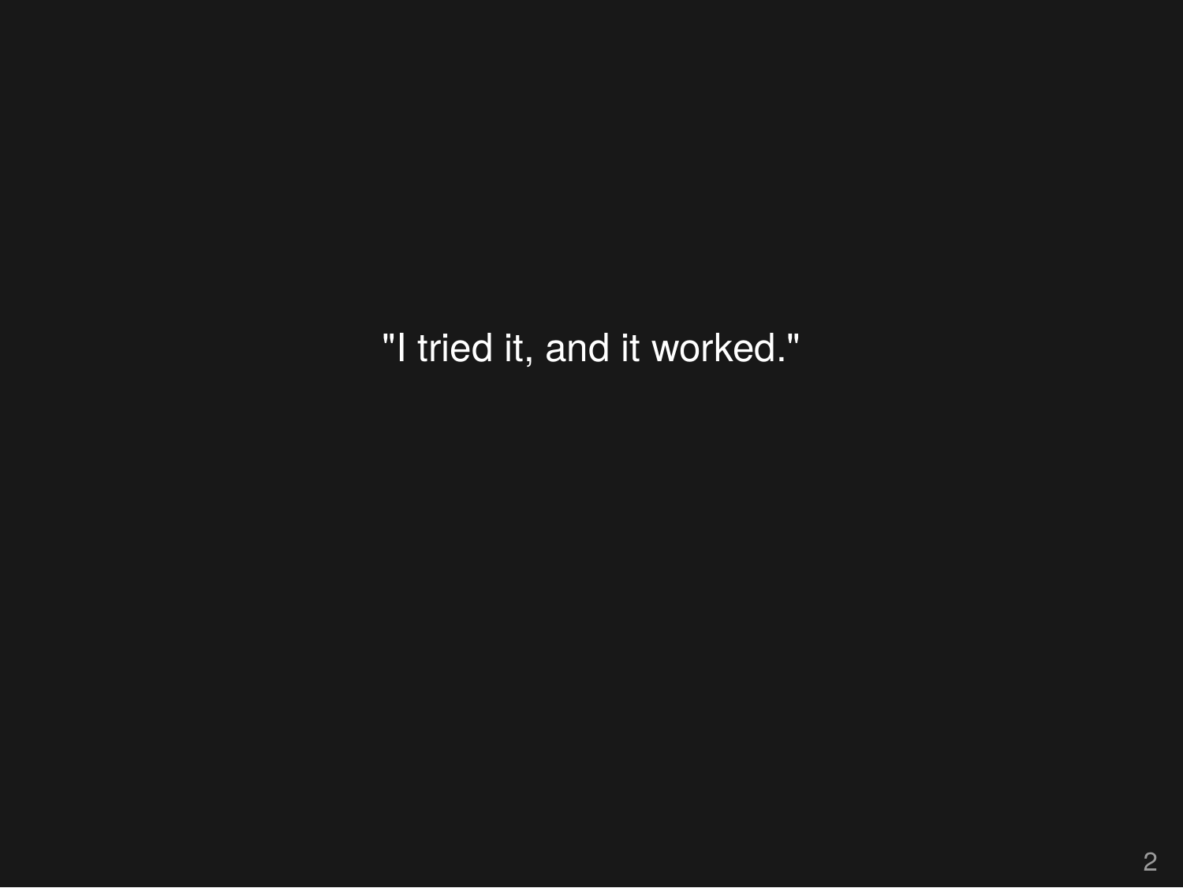"I tried it, and it worked."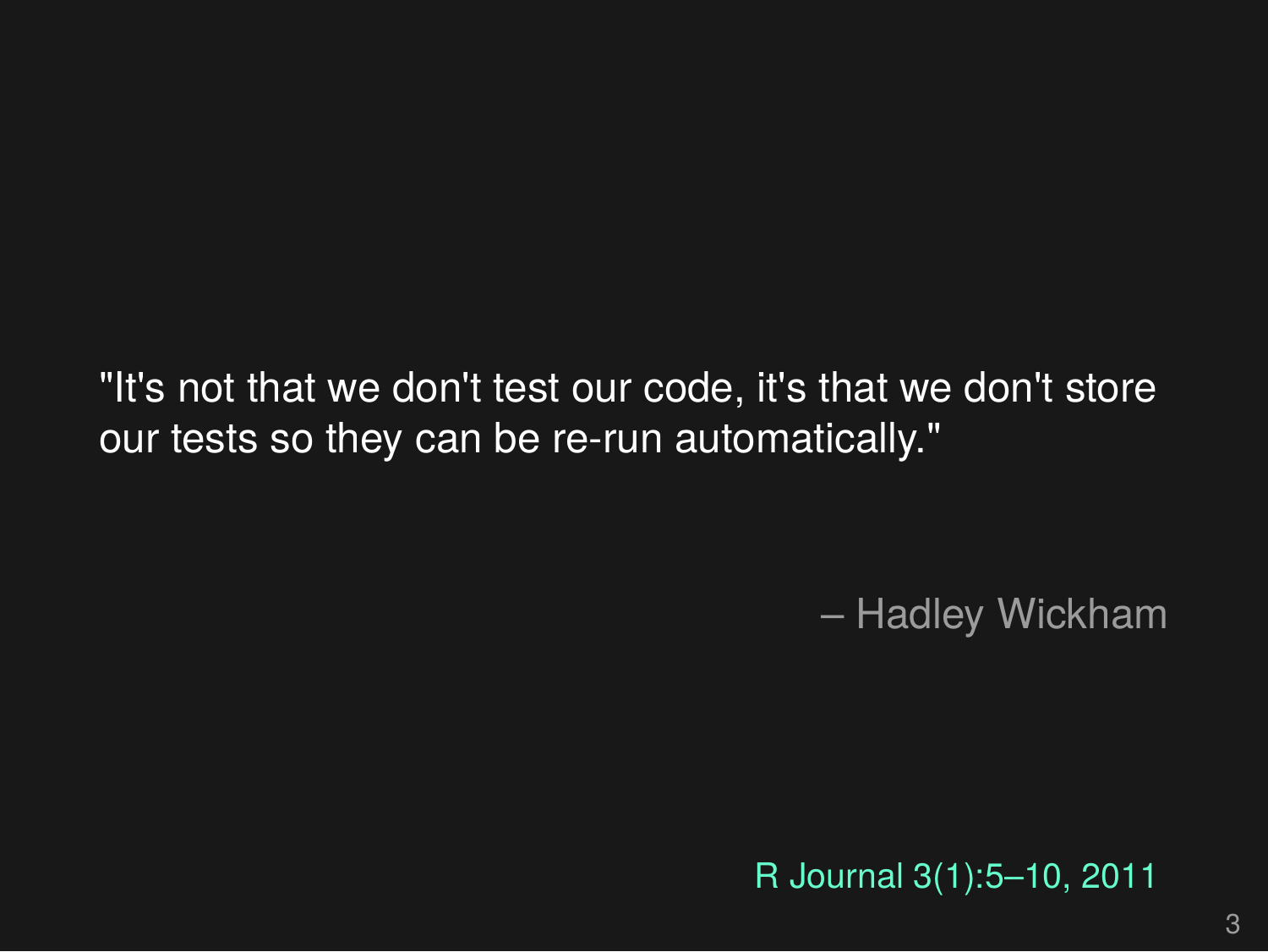"It's not that we don't test our code, it's that we don't store our tests so they can be re-run automatically."

– Hadley Wickham

R Journal 3(1):5–10, 2011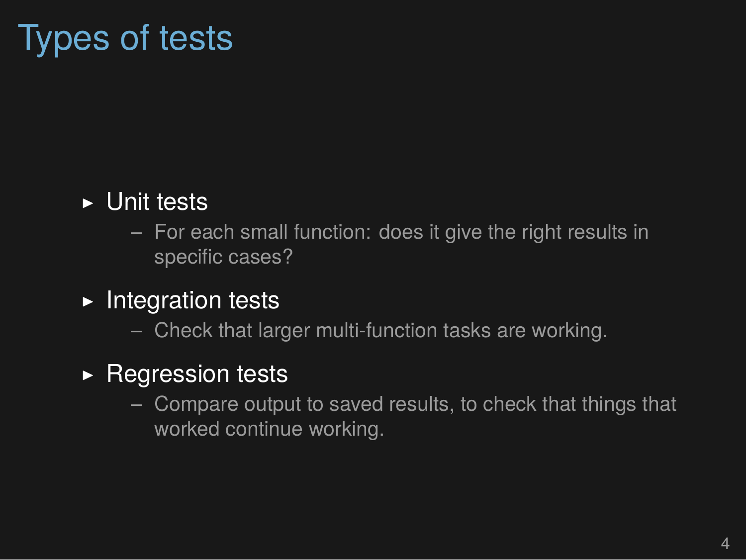# Types of tests

- Unit tests
  - For each small function: does it give the right results in specific cases?
- Integration tests
  - Check that larger multi-function tasks are working.
- Regression tests
  - Compare output to saved results, to check that things that worked continue working.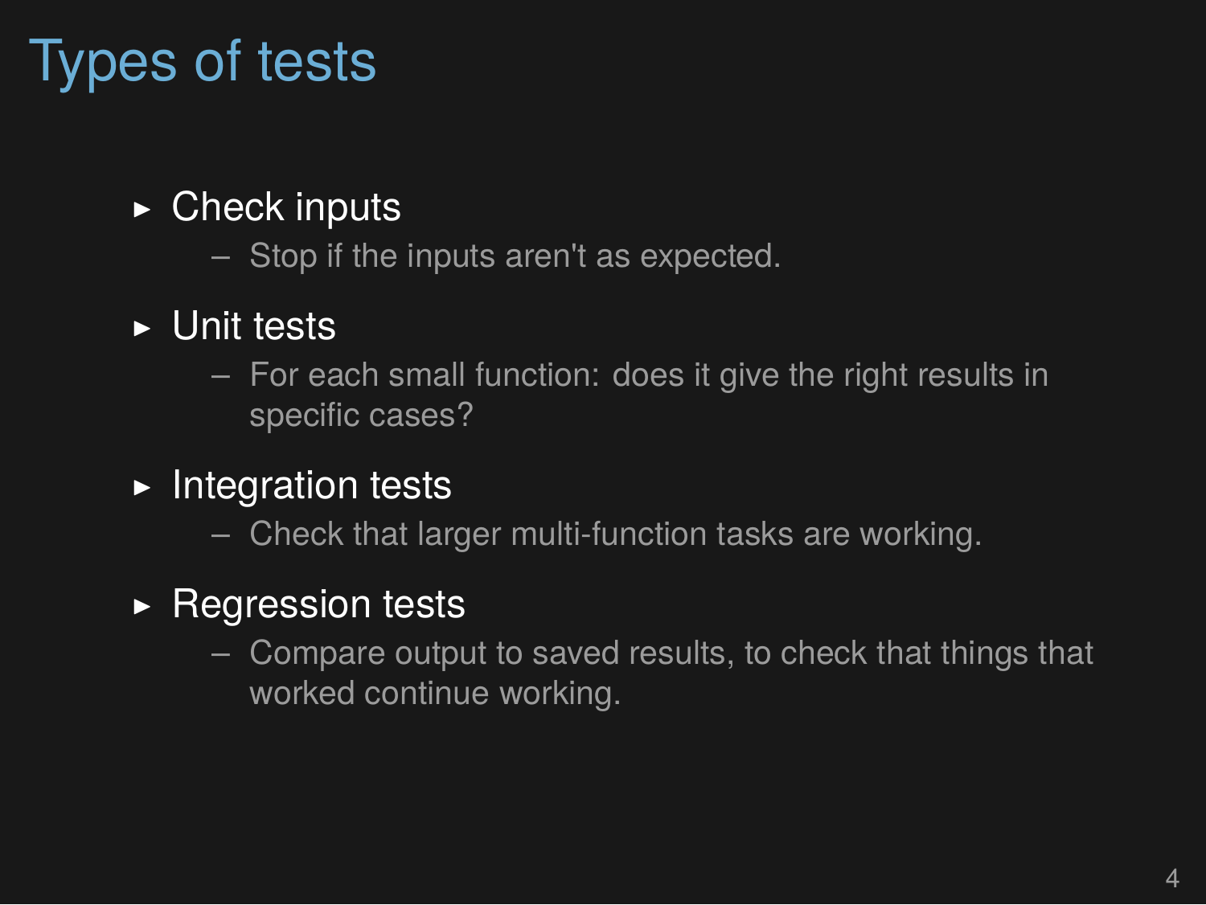# Types of tests

- Check inputs
  - Stop if the inputs aren't as expected.
- Unit tests
  - For each small function: does it give the right results in specific cases?
- Integration tests
  - Check that larger multi-function tasks are working.
- Regression tests
  - Compare output to saved results, to check that things that worked continue working.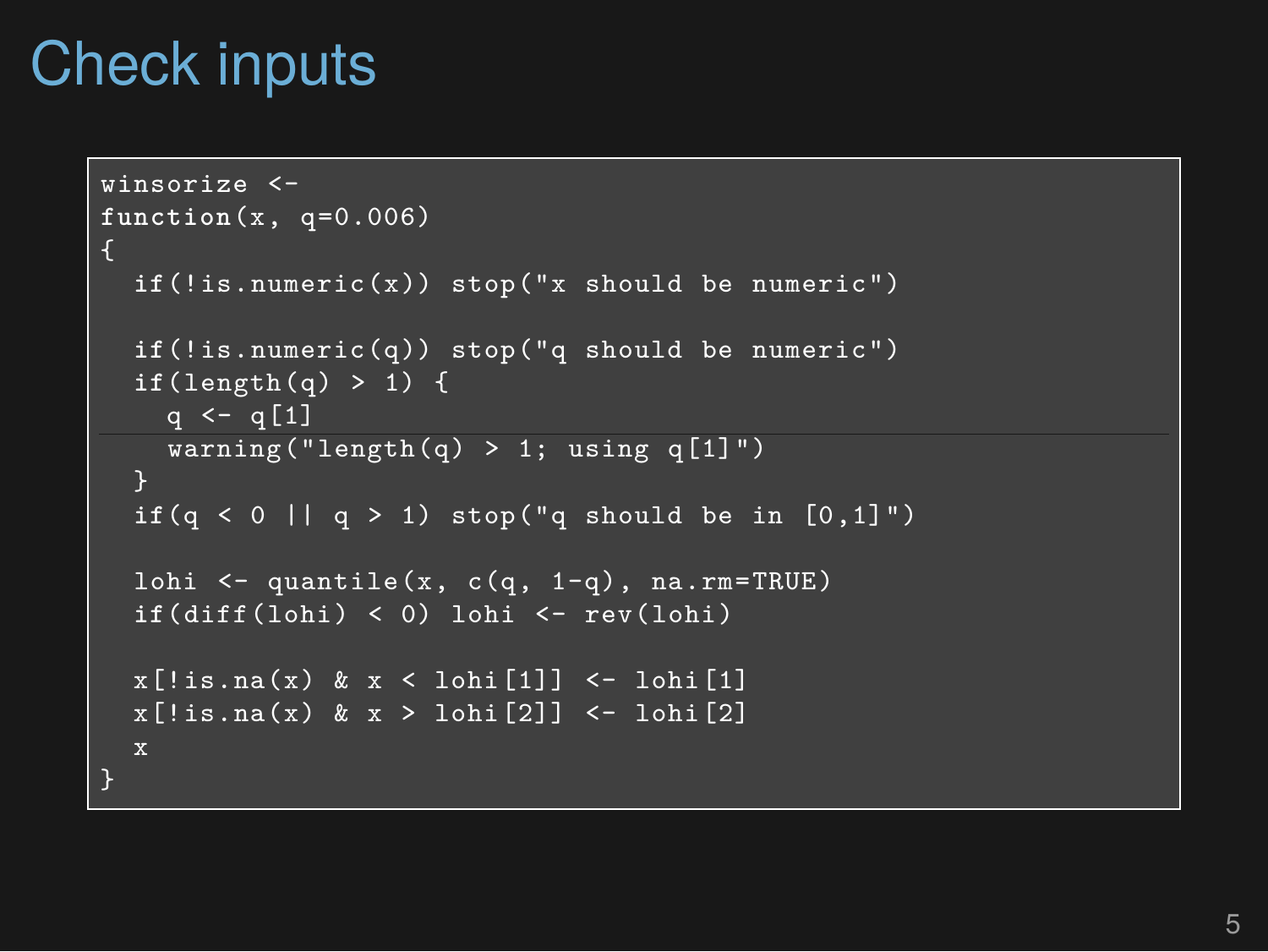# Check inputs

```
winsorize <-
function(x, q=0.006)
{
  if(!is.numeric(x)) stop("x should be numeric")

  if(!is.numeric(q)) stop("q should be numeric")
  if(length(q) > 1) {
    q <- q[1]
    warning("length(q) > 1; using q[1]")
  }
  if(q < 0 || q > 1) stop("q should be in [0,1]")

  lohi <- quantile(x, c(q, 1-q), na.rm=TRUE)
  if(diff(lohi) < 0) lohi <- rev(lohi)

  x[!is.na(x) & x < lohi[1]] <- lohi[1]
  x[!is.na(x) & x > lohi[2]] <- lohi[2]
  x
}
```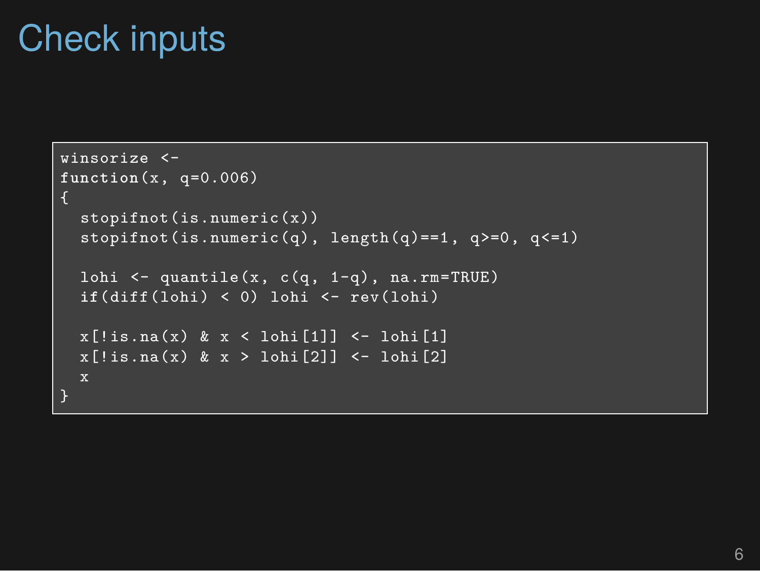# Check inputs

```
winsorize <-
function(x, q=0.006)
{
  stopifnot(is.numeric(x))
  stopifnot(is.numeric(q), length(q)==1, q>=0, q<=1)

  lohi <- quantile(x, c(q, 1-q), na.rm=TRUE)
  if(diff(lohi) < 0) lohi <- rev(lohi)

  x[!is.na(x) & x < lohi[1]] <- lohi[1]
  x[!is.na(x) & x > lohi[2]] <- lohi[2]
  x
}
```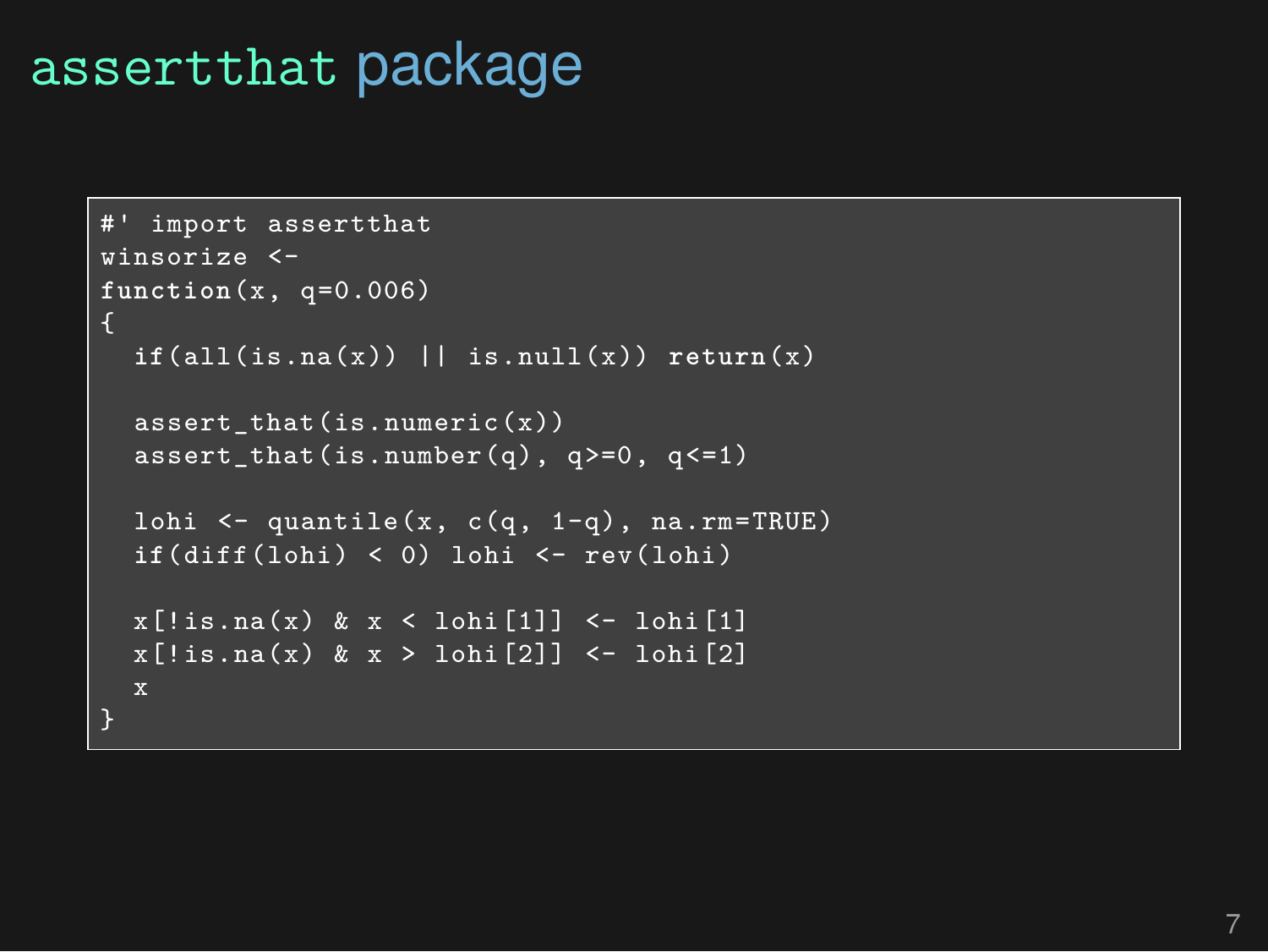# assertthat package

```
#' import assertthat
winsorize <-
function(x, q=0.006)
{
  if(all(is.na(x)) || is.null(x)) return(x)

  assert_that(is.numeric(x))
  assert_that(is.number(q), q>=0, q<=1)

  lohi <- quantile(x, c(q, 1-q), na.rm=TRUE)
  if(diff(lohi) < 0) lohi <- rev(lohi)

  x[!is.na(x) & x < lohi[1]] <- lohi[1]
  x[!is.na(x) & x > lohi[2]] <- lohi[2]
  x
}
```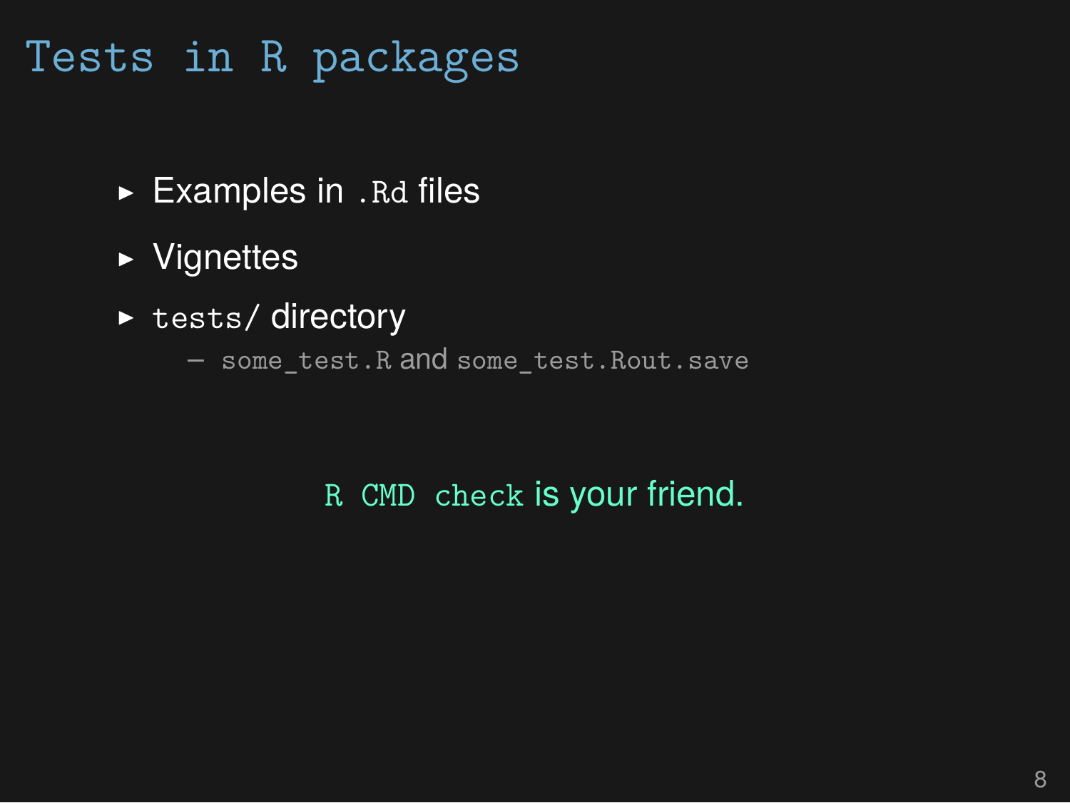# Tests in R packages

- Examples in `.Rd` files
- Vignettes
- `tests/` directory
  - `some_test.R` and `some_test.Rout.save`

`R CMD check` is your friend.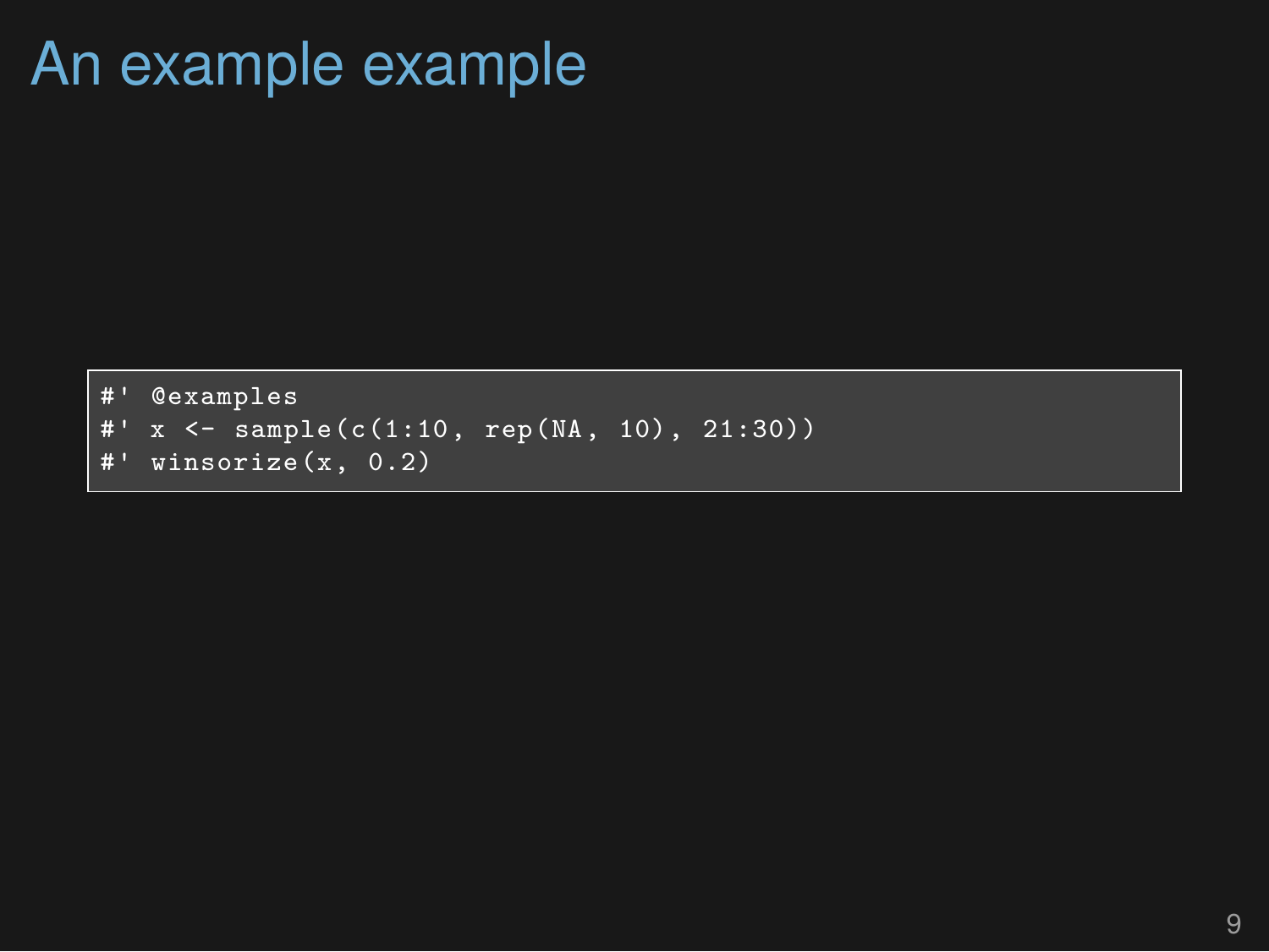# An example example

```
#' @examples
#' x <- sample(c(1:10, rep(NA, 10), 21:30))
#' winsorize(x, 0.2)
```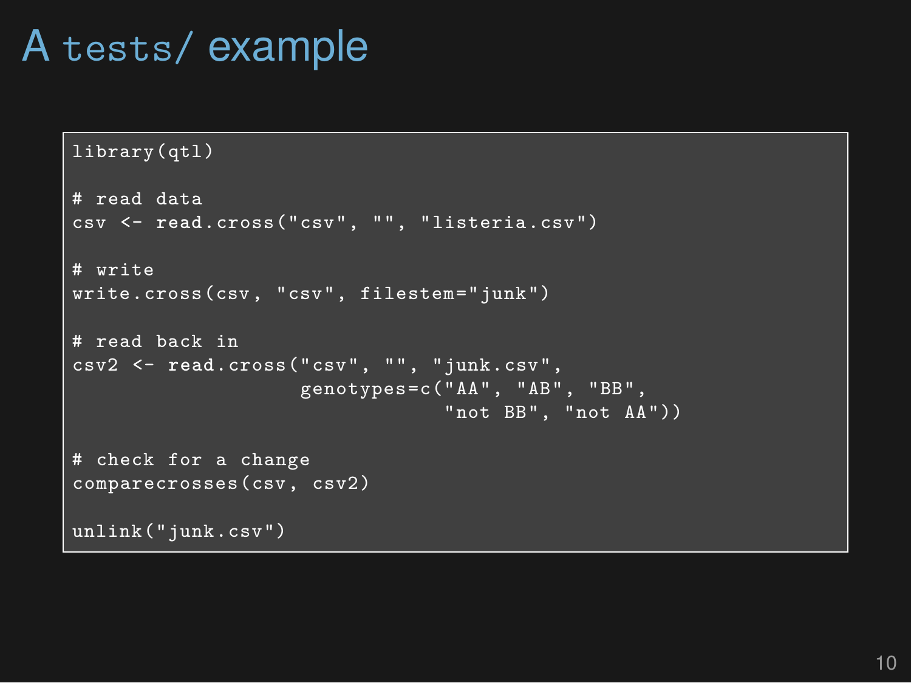# A `tests/` example

```
library(qtl)

# read data
csv <- read.cross("csv", "", "listeria.csv")

# write
write.cross(csv, "csv", filestem="junk")

# read back in
csv2 <- read.cross("csv", "", "junk.csv",
                   genotypes=c("AA", "AB", "BB",
                               "not BB", "not AA"))

# check for a change
comparecrosses(csv, csv2)

unlink("junk.csv")
```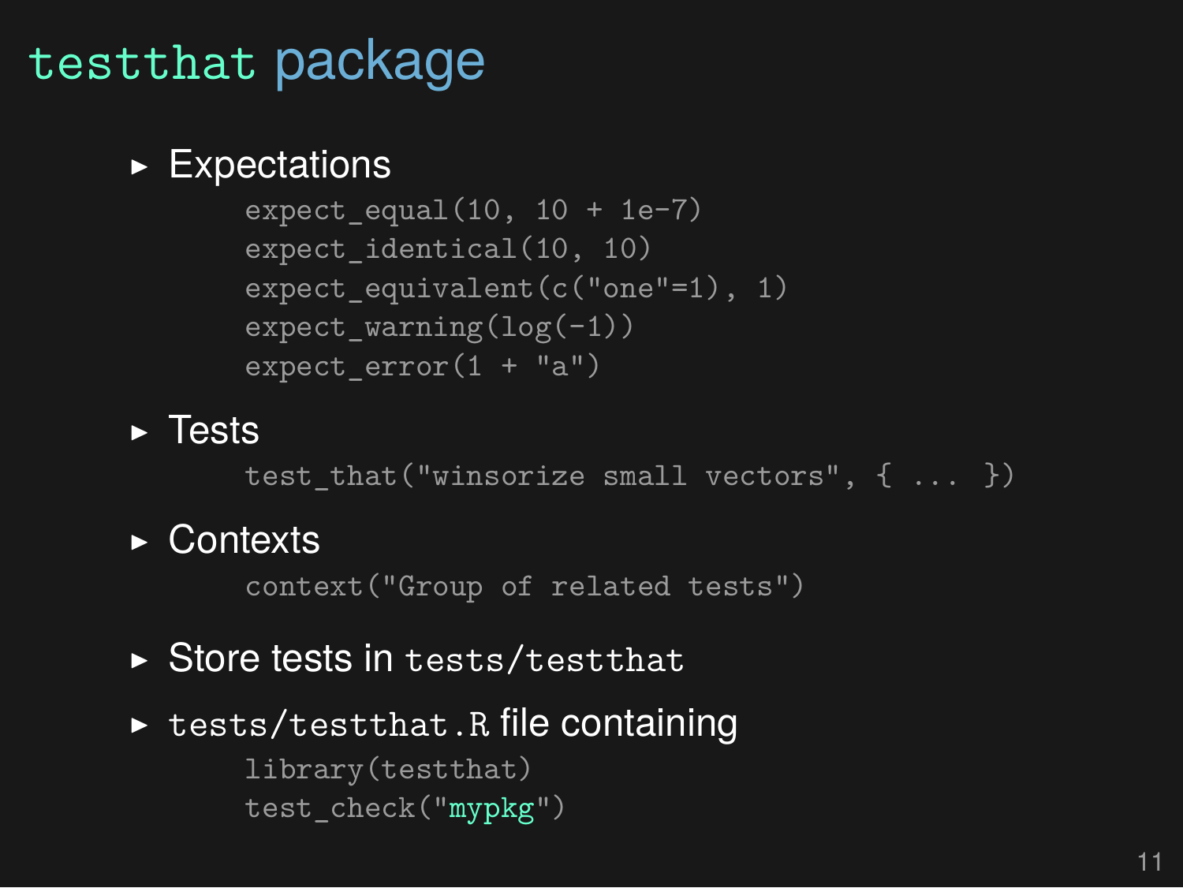# `testthat` package

- Expectations

```
expect_equal(10, 10 + 1e-7)
expect_identical(10, 10)
expect_equivalent(c("one"=1), 1)
expect_warning(log(-1))
expect_error(1 + "a")
```

- Tests

```
test_that("winsorize small vectors", { ... })
```

- Contexts

```
context("Group of related tests")
```

- Store tests in `tests/testthat`
- `tests/testthat.R` file containing

```
library(testthat)
test_check("mypkg")
```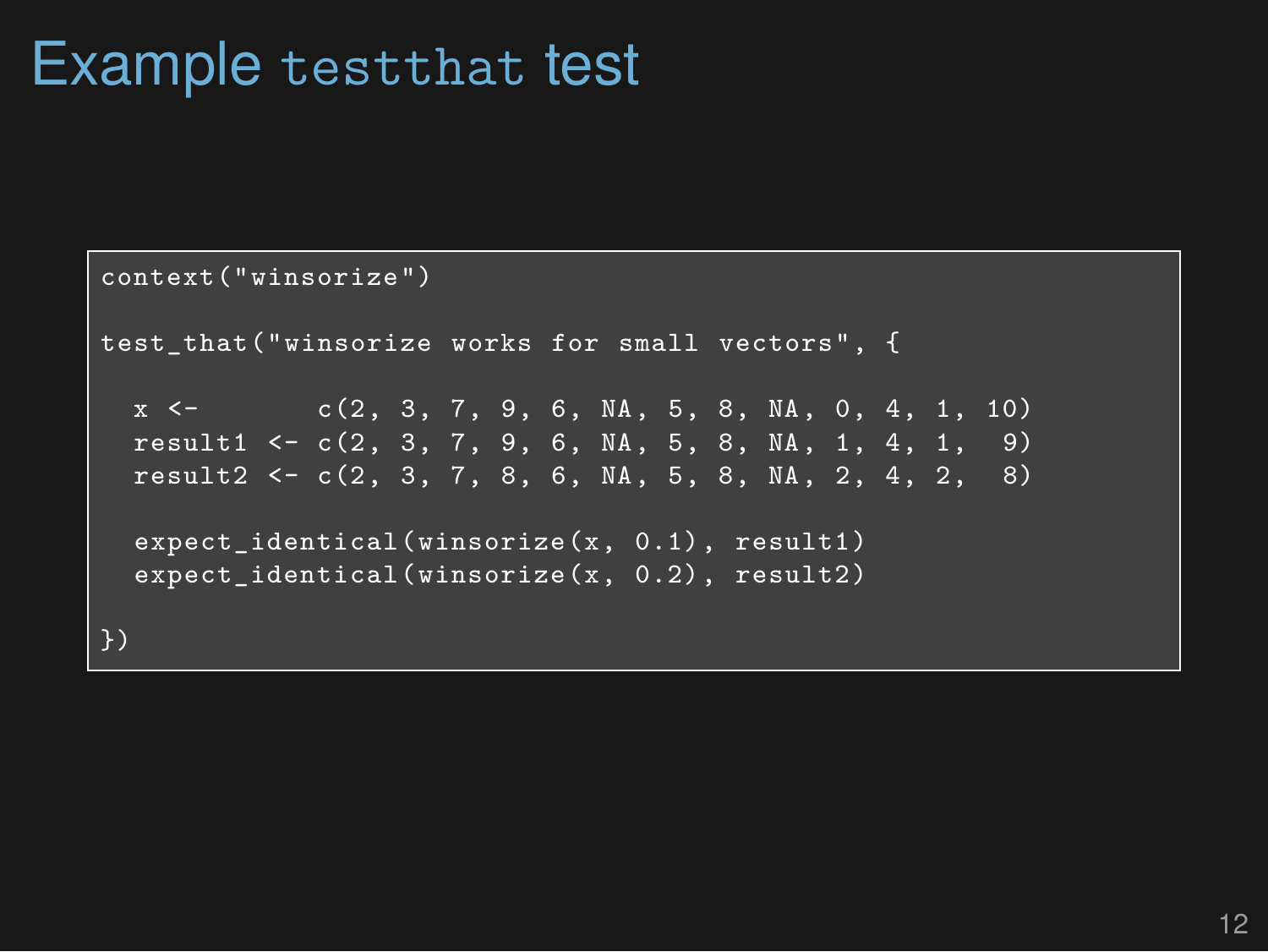# Example `testthat` test

```
context("winsorize")

test_that("winsorize works for small vectors", {

  x <-       c(2, 3, 7, 9, 6, NA, 5, 8, NA, 0, 4, 1, 10)
  result1 <- c(2, 3, 7, 9, 6, NA, 5, 8, NA, 1, 4, 1,  9)
  result2 <- c(2, 3, 7, 8, 6, NA, 5, 8, NA, 2, 4, 2,  8)

  expect_identical(winsorize(x, 0.1), result1)
  expect_identical(winsorize(x, 0.2), result2)

})
```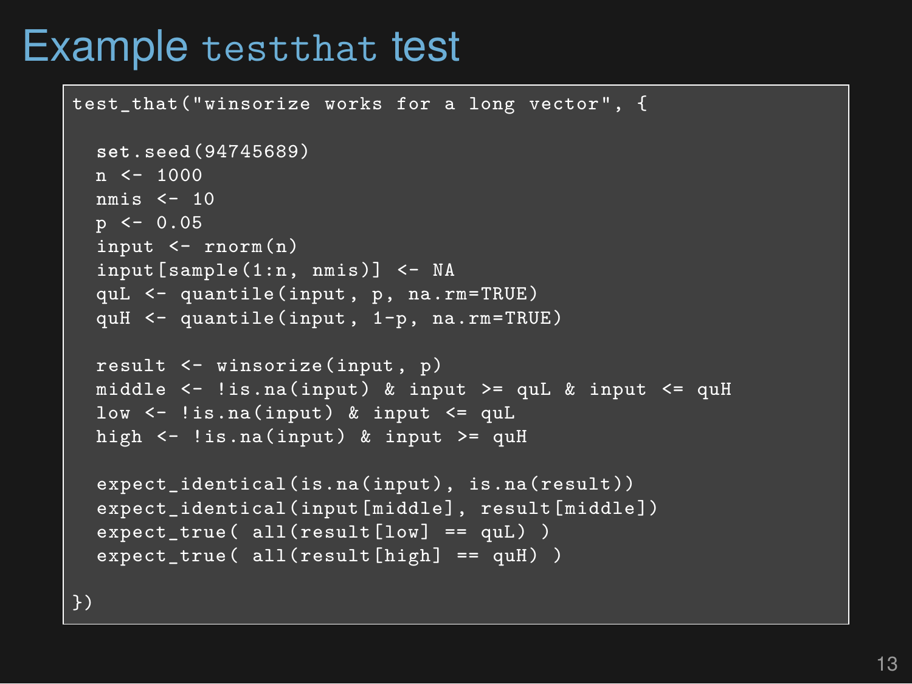# Example `testthat` test

```
test_that("winsorize works for a long vector", {

  set.seed(94745689)
  n <- 1000
  nmis <- 10
  p <- 0.05
  input <- rnorm(n)
  input[sample(1:n, nmis)] <- NA
  quL <- quantile(input, p, na.rm=TRUE)
  quH <- quantile(input, 1-p, na.rm=TRUE)

  result <- winsorize(input, p)
  middle <- !is.na(input) & input >= quL & input <= quH
  low <- !is.na(input) & input <= quL
  high <- !is.na(input) & input >= quH

  expect_identical(is.na(input), is.na(result))
  expect_identical(input[middle], result[middle])
  expect_true( all(result[low] == quL) )
  expect_true( all(result[high] == quH) )

})
```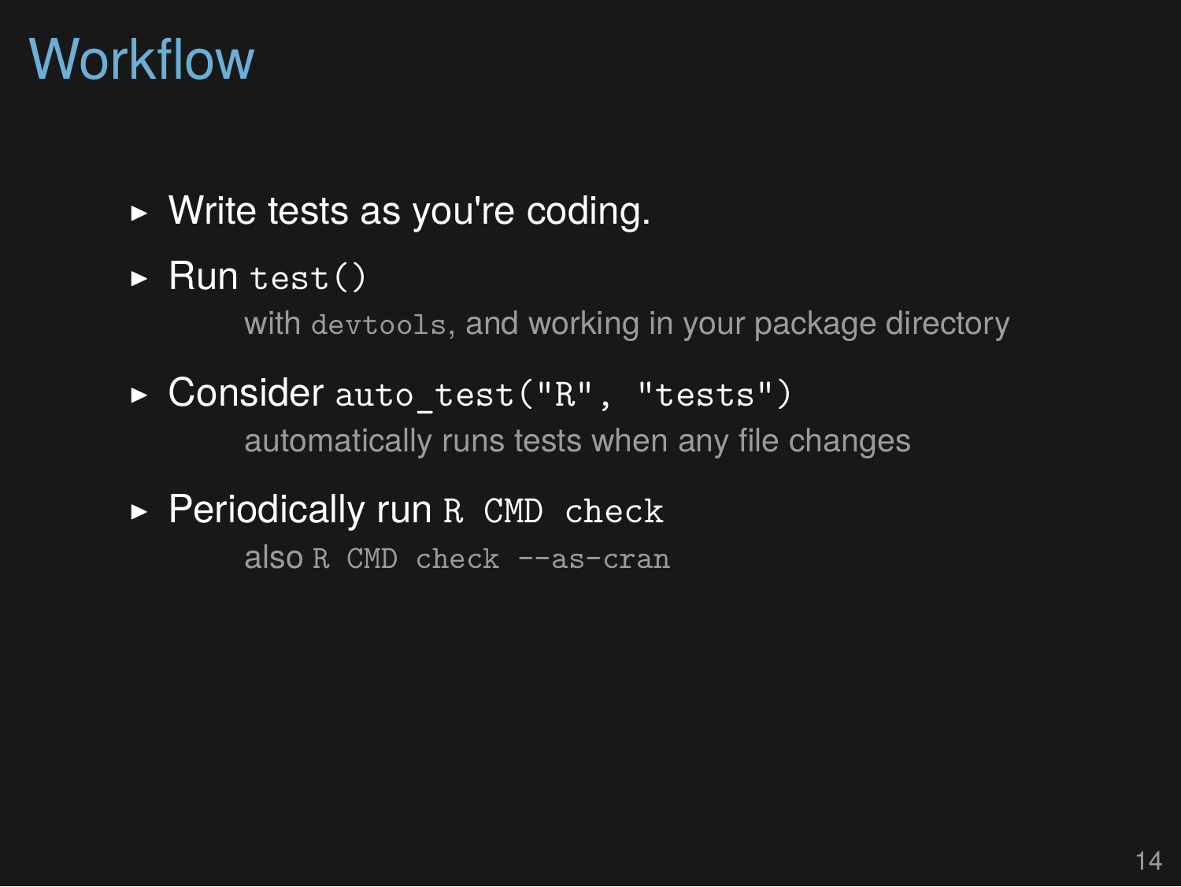# Workflow

- Write tests as you're coding.
- Run `test()`

  with `devtools`, and working in your package directory
- Consider `auto_test("R", "tests")`

  automatically runs tests when any file changes
- Periodically run `R CMD check`

  also `R CMD check --as-cran`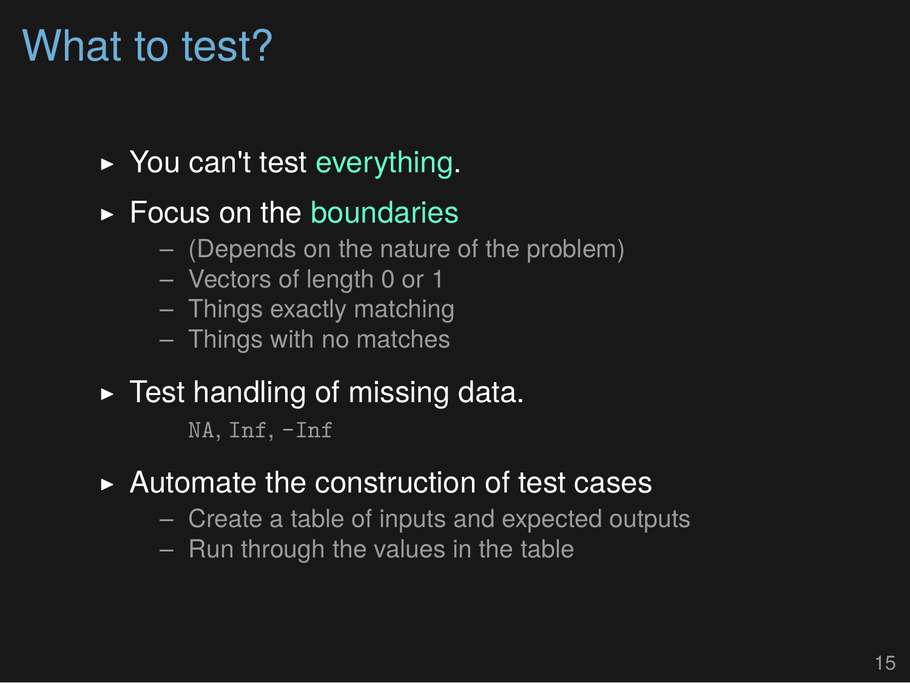# What to test?

- You can't test everything.
- Focus on the boundaries
  - (Depends on the nature of the problem)
  - Vectors of length 0 or 1
  - Things exactly matching
  - Things with no matches
- Test handling of missing data.

  `NA`, `Inf`, `-Inf`
- Automate the construction of test cases
  - Create a table of inputs and expected outputs
  - Run through the values in the table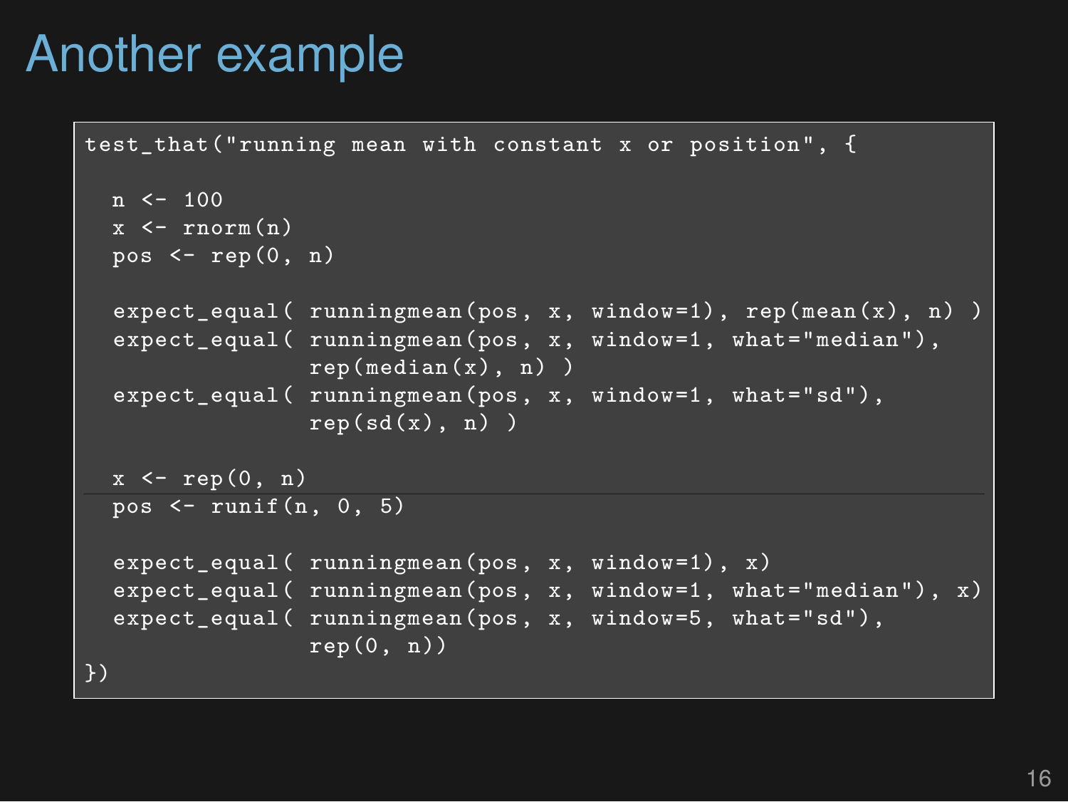# Another example

```r
test_that("running mean with constant x or position", {

  n <- 100
  x <- rnorm(n)
  pos <- rep(0, n)

  expect_equal( runningmean(pos, x, window=1), rep(mean(x), n) )
  expect_equal( runningmean(pos, x, window=1, what="median"),
                rep(median(x), n) )
  expect_equal( runningmean(pos, x, window=1, what="sd"),
                rep(sd(x), n) )

  x <- rep(0, n)
  pos <- runif(n, 0, 5)

  expect_equal( runningmean(pos, x, window=1), x)
  expect_equal( runningmean(pos, x, window=1, what="median"), x)
  expect_equal( runningmean(pos, x, window=5, what="sd"),
                rep(0, n))
})
```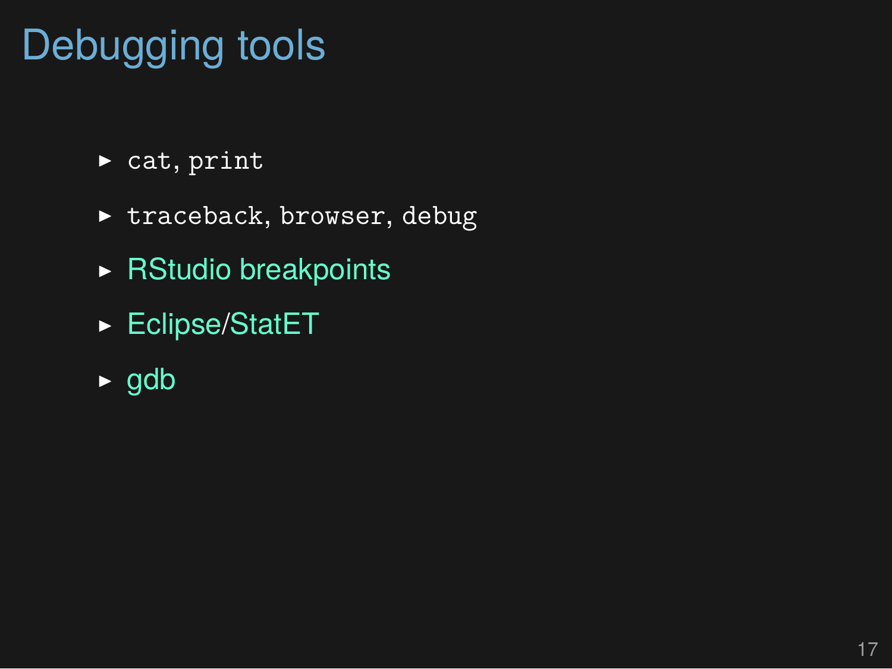# Debugging tools

- `cat`, `print`
- `traceback`, `browser`, `debug`
- RStudio breakpoints
- Eclipse/StatET
- gdb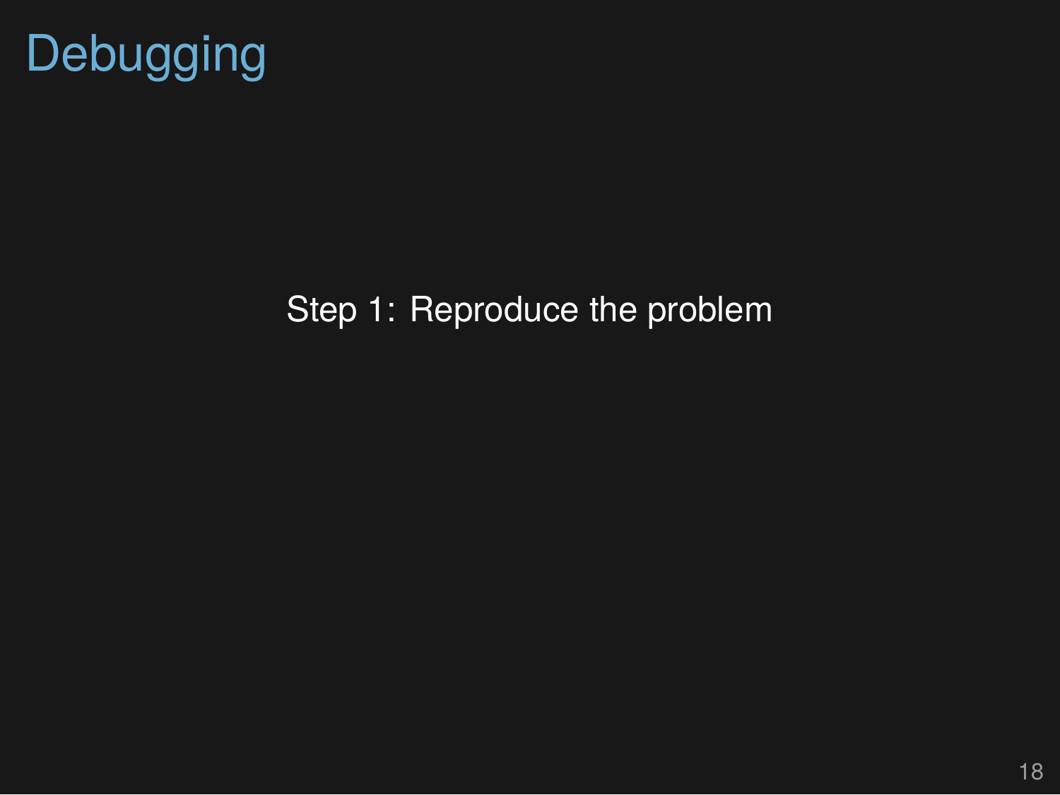# Debugging

Step 1: Reproduce the problem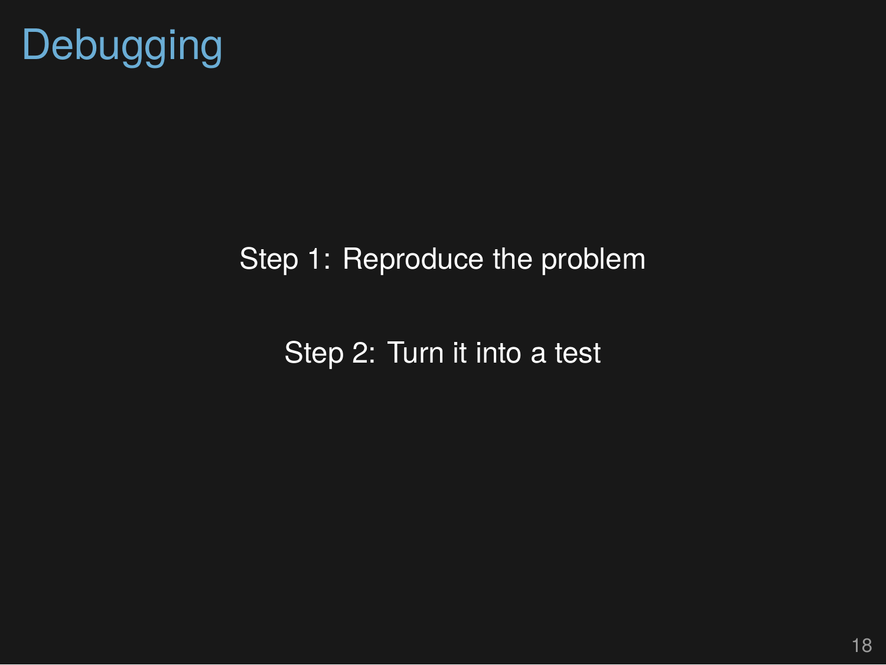# Debugging

Step 1: Reproduce the problem

Step 2: Turn it into a test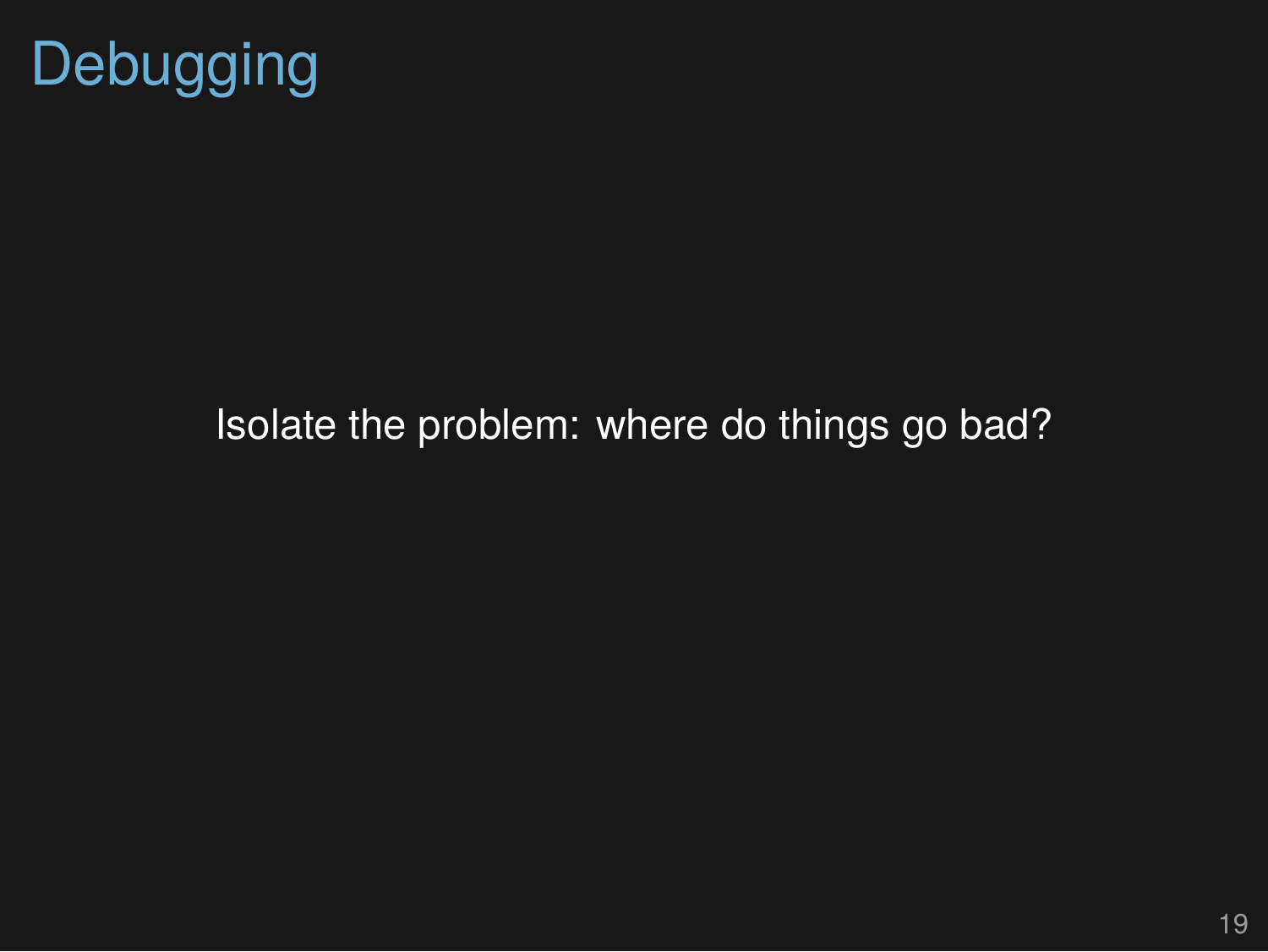# Debugging

Isolate the problem: where do things go bad?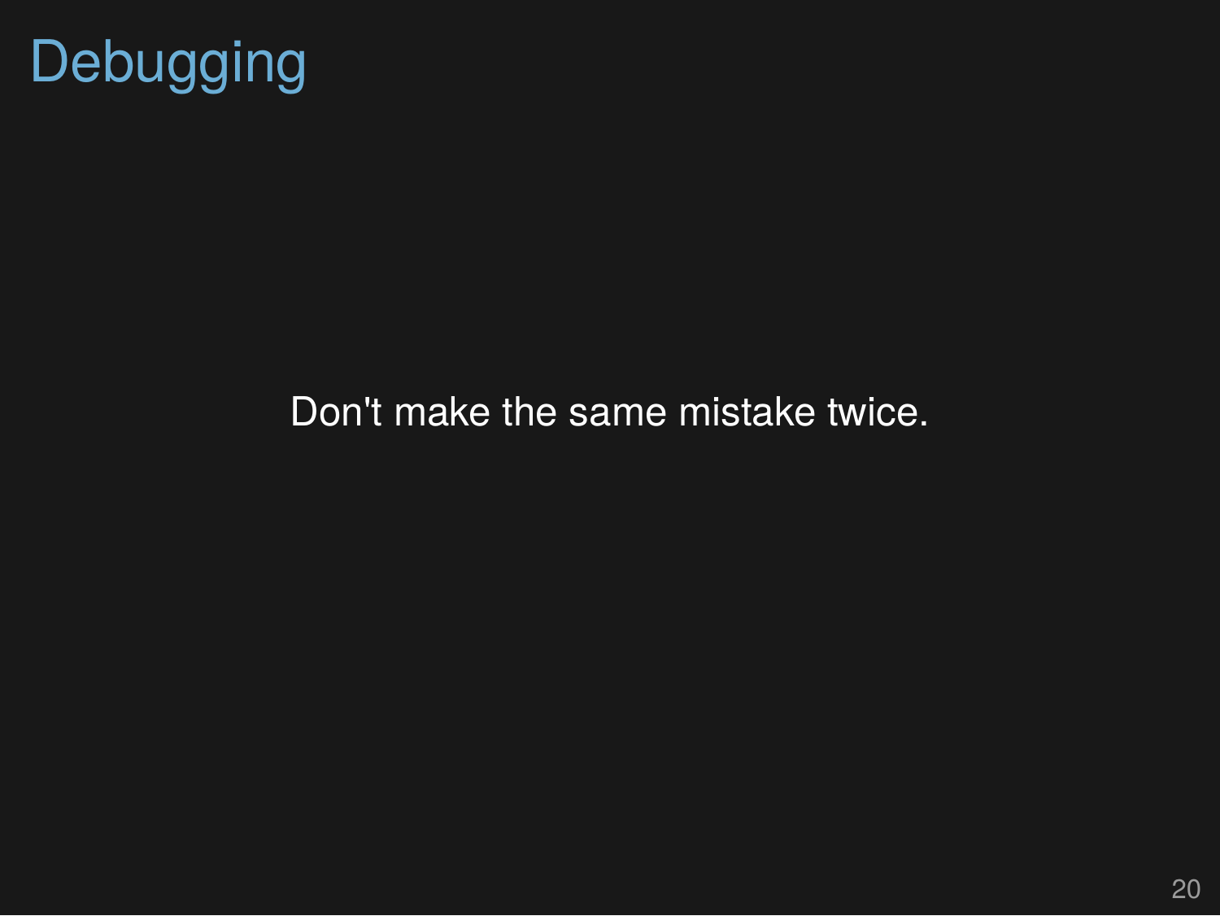# Debugging

Don't make the same mistake twice.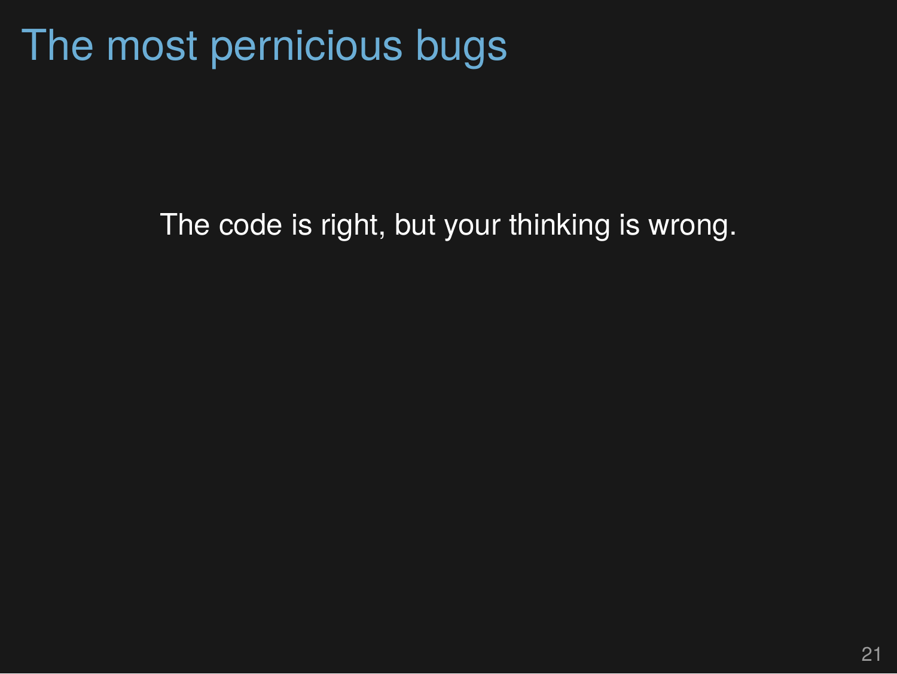# The most pernicious bugs

The code is right, but your thinking is wrong.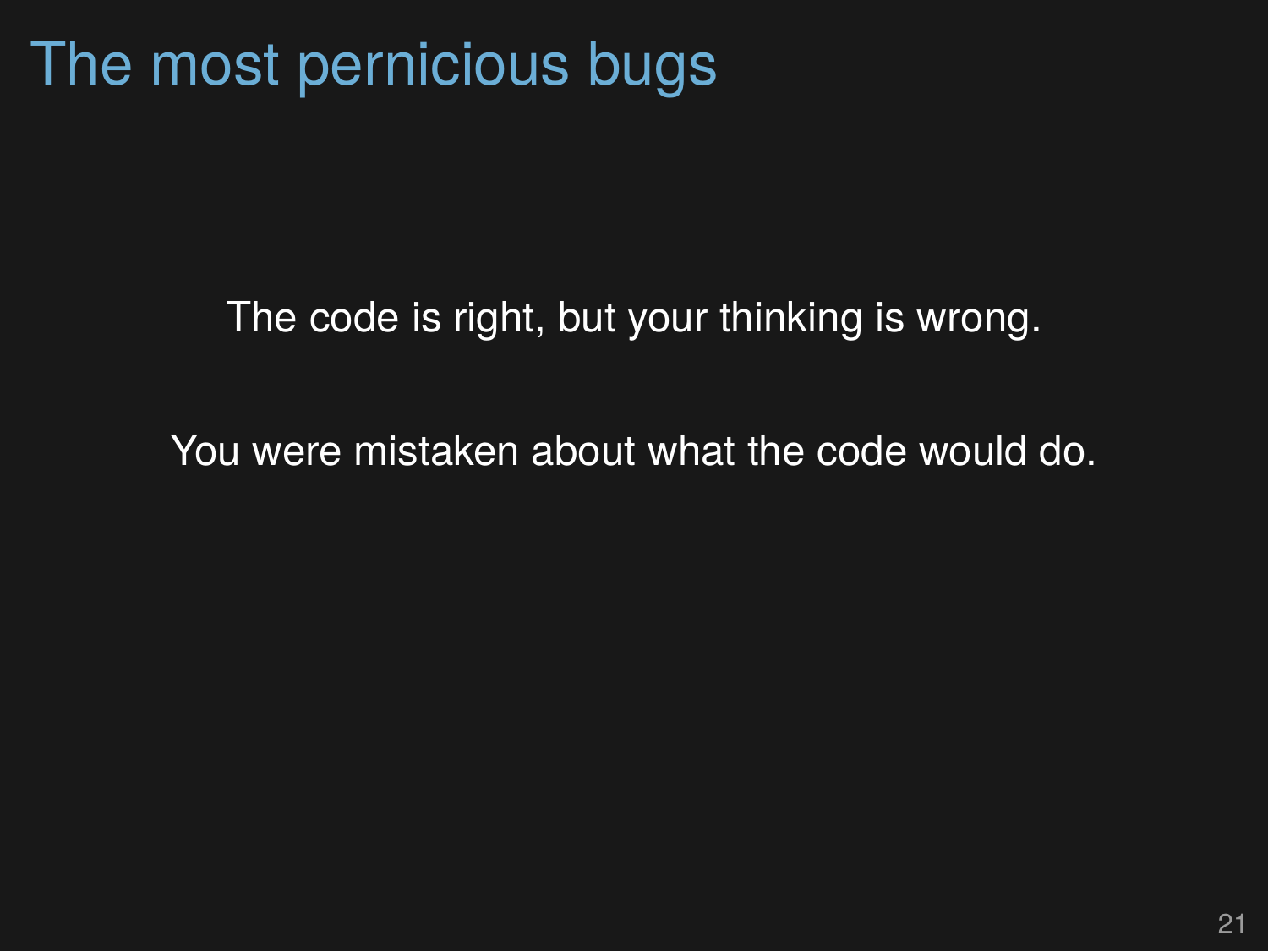# The most pernicious bugs

The code is right, but your thinking is wrong.

You were mistaken about what the code would do.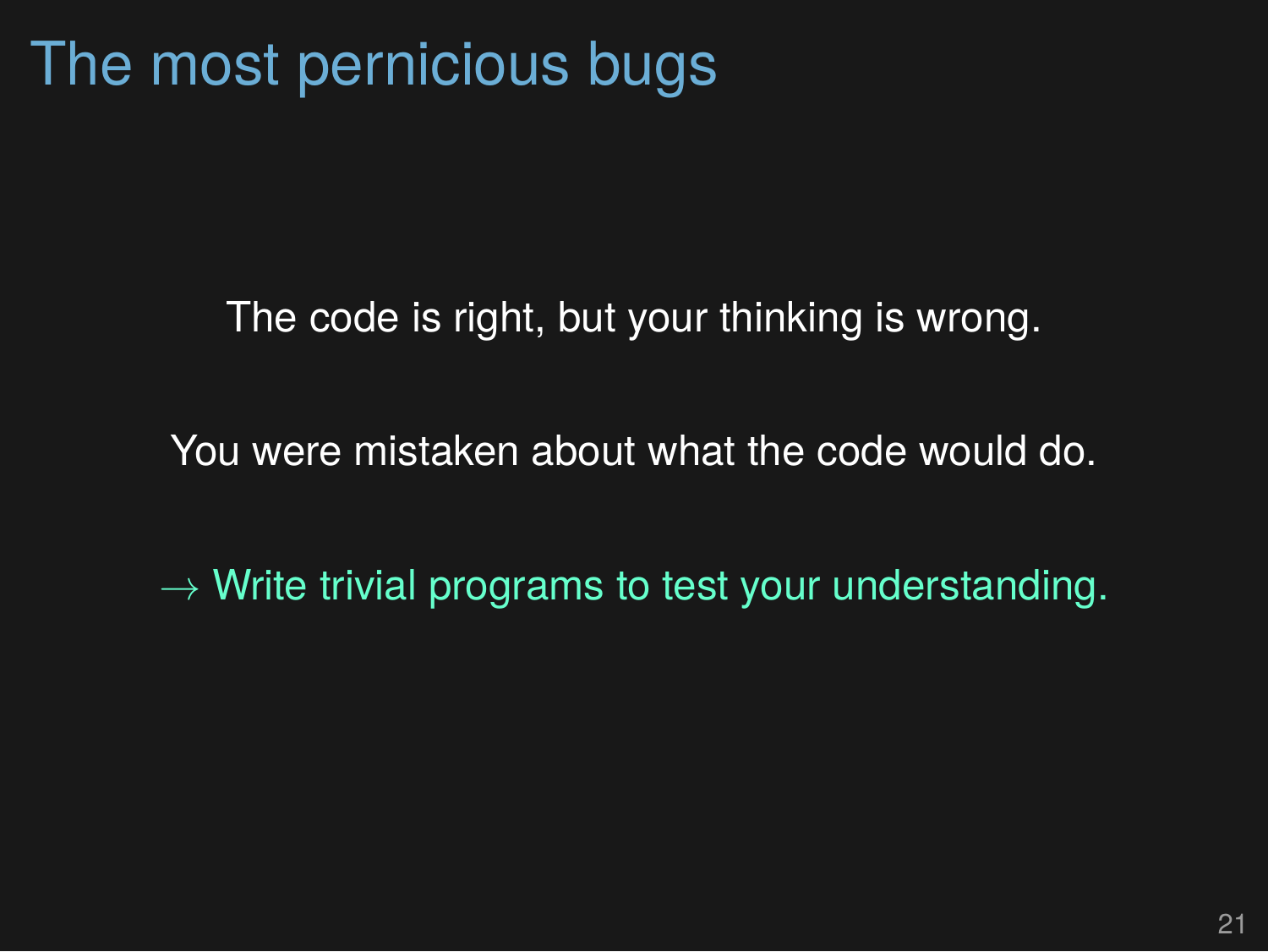# The most pernicious bugs

The code is right, but your thinking is wrong.

You were mistaken about what the code would do.

→ Write trivial programs to test your understanding.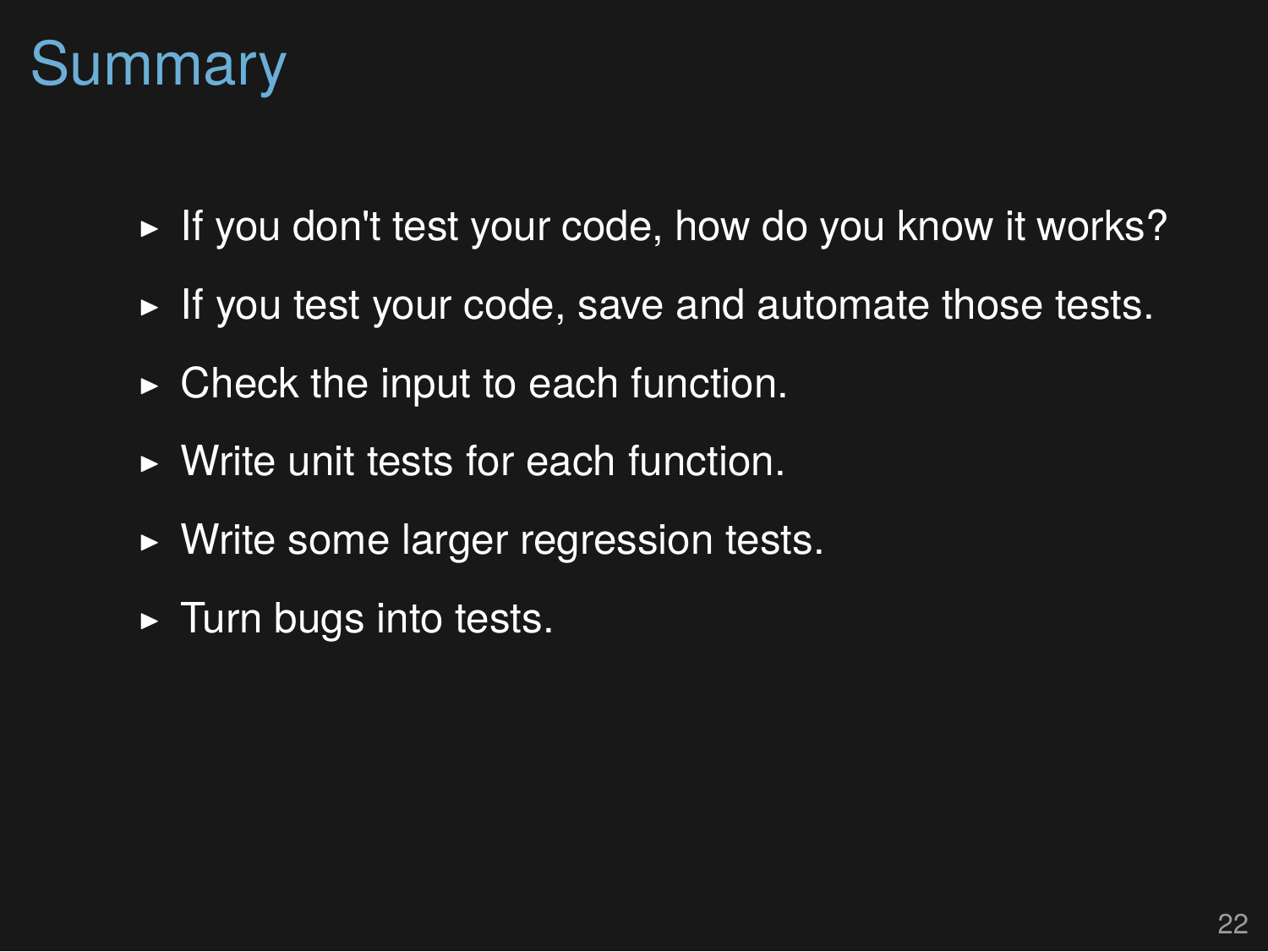# Summary

- If you don't test your code, how do you know it works?
- If you test your code, save and automate those tests.
- Check the input to each function.
- Write unit tests for each function.
- Write some larger regression tests.
- Turn bugs into tests.